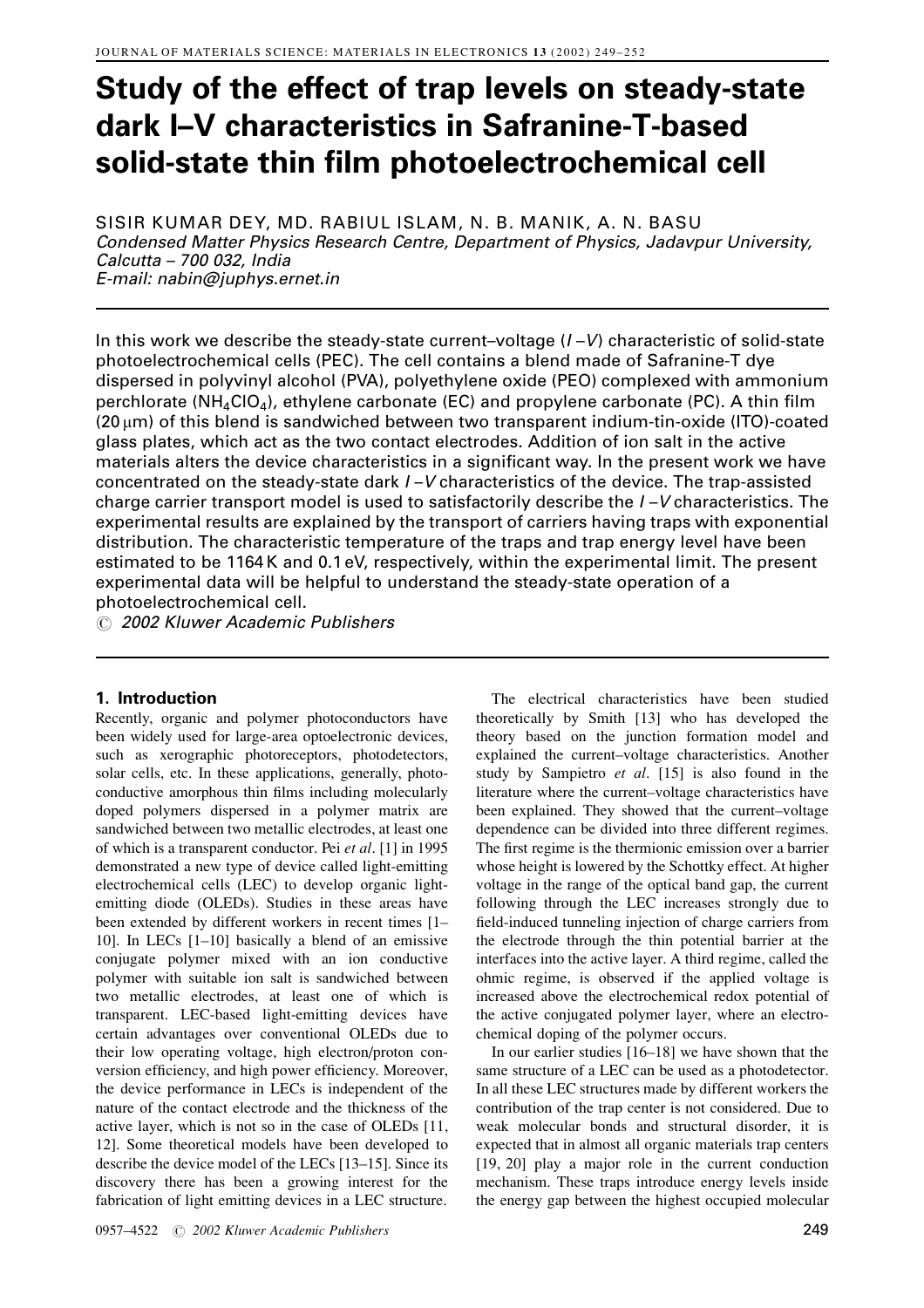# Study of the effect of trap levels on steady-state dark I–V characteristics in Safranine-T-based solid-state thin film photoelectrochemical cell

SISIR KUMAR DEY, MD. RABIUL ISLAM, N. B. MANIK, A. N. BASU

*Condensed Matter Physics Research Centre, Department of Physics, Jadavpur University, Calcutta – 700 032, India*

*E-mail: nabin@juphys.ernet.in*

In this work we describe the steady-state current–voltage ($I$–$V$) characteristic of solid-state photoelectrochemical cells (PEC). The cell contains a blend made of Safranine-T dye dispersed in polyvinyl alcohol (PVA), polyethylene oxide (PEO) complexed with ammonium perchlorate ($NH_4ClO_4$), ethylene carbonate (EC) and propylene carbonate (PC). A thin film (20 μm) of this blend is sandwiched between two transparent indium-tin-oxide (ITO)-coated glass plates, which act as the two contact electrodes. Addition of ion salt in the active materials alters the device characteristics in a significant way. In the present work we have concentrated on the steady-state dark $I$–$V$ characteristics of the device. The trap-assisted charge carrier transport model is used to satisfactorily describe the $I$–$V$ characteristics. The experimental results are explained by the transport of carriers having traps with exponential distribution. The characteristic temperature of the traps and trap energy level have been estimated to be 1164 K and 0.1 eV, respectively, within the experimental limit. The present experimental data will be helpful to understand the steady-state operation of a photoelectrochemical cell.

© 2002 Kluwer Academic Publishers

## 1. Introduction

Recently, organic and polymer photoconductors have been widely used for large-area optoelectronic devices, such as xerographic photoreceptors, photodetectors, solar cells, etc. In these applications, generally, photoconductive amorphous thin films including molecularly doped polymers dispersed in a polymer matrix are sandwiched between two metallic electrodes, at least one of which is a transparent conductor. Pei *et al*. [1] in 1995 demonstrated a new type of device called light-emitting electrochemical cells (LEC) to develop organic light-emitting diode (OLEDs). Studies in these areas have been extended by different workers in recent times [1–10]. In LECs [1–10] basically a blend of an emissive conjugate polymer mixed with an ion conductive polymer with suitable ion salt is sandwiched between two metallic electrodes, at least one of which is transparent. LEC-based light-emitting devices have certain advantages over conventional OLEDs due to their low operating voltage, high electron/proton conversion efficiency, and high power efficiency. Moreover, the device performance in LECs is independent of the nature of the contact electrode and the thickness of the active layer, which is not so in the case of OLEDs [11, 12]. Some theoretical models have been developed to describe the device model of the LECs [13–15]. Since its discovery there has been a growing interest for the fabrication of light emitting devices in a LEC structure.

The electrical characteristics have been studied theoretically by Smith [13] who has developed the theory based on the junction formation model and explained the current–voltage characteristics. Another study by Sampietro *et al*. [15] is also found in the literature where the current–voltage characteristics have been explained. They showed that the current–voltage dependence can be divided into three different regimes. The first regime is the thermionic emission over a barrier whose height is lowered by the Schottky effect. At higher voltage in the range of the optical band gap, the current following through the LEC increases strongly due to field-induced tunneling injection of charge carriers from the electrode through the thin potential barrier at the interfaces into the active layer. A third regime, called the ohmic regime, is observed if the applied voltage is increased above the electrochemical redox potential of the active conjugated polymer layer, where an electrochemical doping of the polymer occurs.

In our earlier studies [16–18] we have shown that the same structure of a LEC can be used as a photodetector. In all these LEC structures made by different workers the contribution of the trap center is not considered. Due to weak molecular bonds and structural disorder, it is expected that in almost all organic materials trap centers [19, 20] play a major role in the current conduction mechanism. These traps introduce energy levels inside the energy gap between the highest occupied molecular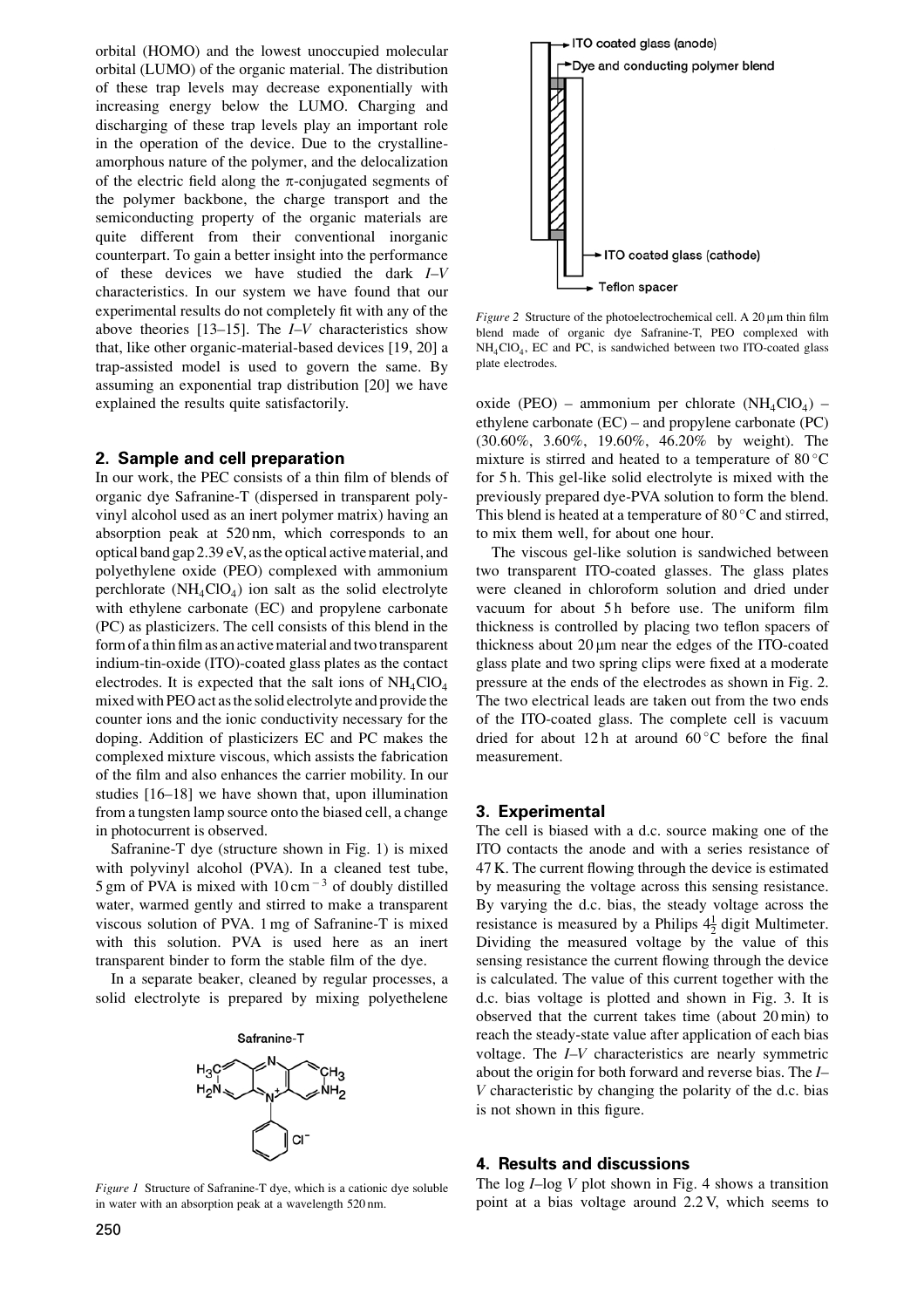orbital (HOMO) and the lowest unoccupied molecular orbital (LUMO) of the organic material. The distribution of these trap levels may decrease exponentially with increasing energy below the LUMO. Charging and discharging of these trap levels play an important role in the operation of the device. Due to the crystalline-amorphous nature of the polymer, and the delocalization of the electric field along the π-conjugated segments of the polymer backbone, the charge transport and the semiconducting property of the organic materials are quite different from their conventional inorganic counterpart. To gain a better insight into the performance of these devices we have studied the dark *I*–*V* characteristics. In our system we have found that our experimental results do not completely fit with any of the above theories [13–15]. The *I*–*V* characteristics show that, like other organic-material-based devices [19, 20] a trap-assisted model is used to govern the same. By assuming an exponential trap distribution [20] we have explained the results quite satisfactorily.

## 2. Sample and cell preparation

In our work, the PEC consists of a thin film of blends of organic dye Safranine-T (dispersed in transparent polyvinyl alcohol used as an inert polymer matrix) having an absorption peak at 520 nm, which corresponds to an optical band gap 2.39 eV, as the optical active material, and polyethylene oxide (PEO) complexed with ammonium perchlorate ($NH_4ClO_4$) ion salt as the solid electrolyte with ethylene carbonate (EC) and propylene carbonate (PC) as plasticizers. The cell consists of this blend in the form of a thin film as an active material and two transparent indium-tin-oxide (ITO)-coated glass plates as the contact electrodes. It is expected that the salt ions of $NH_4ClO_4$ mixed with PEO act as the solid electrolyte and provide the counter ions and the ionic conductivity necessary for the doping. Addition of plasticizers EC and PC makes the complexed mixture viscous, which assists the fabrication of the film and also enhances the carrier mobility. In our studies [16–18] we have shown that, upon illumination from a tungsten lamp source onto the biased cell, a change in photocurrent is observed.

Safranine-T dye (structure shown in Fig. 1) is mixed with polyvinyl alcohol (PVA). In a cleaned test tube, 5 gm of PVA is mixed with 10 $cm^{-3}$ of doubly distilled water, warmed gently and stirred to make a transparent viscous solution of PVA. 1 mg of Safranine-T is mixed with this solution. PVA is used here as an inert transparent binder to form the stable film of the dye.

In a separate beaker, cleaned by regular processes, a solid electrolyte is prepared by mixing polyethelene oxide (PEO) – ammonium per chlorate ($NH_4ClO_4$) – ethylene carbonate (EC) – and propylene carbonate (PC) (30.60%, 3.60%, 19.60%, 46.20% by weight). The mixture is stirred and heated to a temperature of 80 °C for 5 h. This gel-like solid electrolyte is mixed with the previously prepared dye-PVA solution to form the blend. This blend is heated at a temperature of 80 °C and stirred, to mix them well, for about one hour.

The viscous gel-like solution is sandwiched between two transparent ITO-coated glasses. The glass plates were cleaned in chloroform solution and dried under vacuum for about 5 h before use. The uniform film thickness is controlled by placing two teflon spacers of thickness about 20 μm near the edges of the ITO-coated glass plate and two spring clips were fixed at a moderate pressure at the ends of the electrodes as shown in Fig. 2. The two electrical leads are taken out from the two ends of the ITO-coated glass. The complete cell is vacuum dried for about 12 h at around 60 °C before the final measurement.

Safranine-T

*Figure 1* Structure of Safranine-T dye, which is a cationic dye soluble in water with an absorption peak at a wavelength 520 nm.

ITO coated glass (anode)

Dye and conducting polymer blend

ITO coated glass (cathode)

Teflon spacer

*Figure 2* Structure of the photoelectrochemical cell. A 20 μm thin film blend made of organic dye Safranine-T, PEO complexed with $NH_4ClO_4$, EC and PC, is sandwiched between two ITO-coated glass plate electrodes.

## 3. Experimental

The cell is biased with a d.c. source making one of the ITO contacts the anode and with a series resistance of 47 K. The current flowing through the device is estimated by measuring the voltage across this sensing resistance. By varying the d.c. bias, the steady voltage across the resistance is measured by a Philips $4\frac{1}{2}$ digit Multimeter. Dividing the measured voltage by the value of this sensing resistance the current flowing through the device is calculated. The value of this current together with the d.c. bias voltage is plotted and shown in Fig. 3. It is observed that the current takes time (about 20 min) to reach the steady-state value after application of each bias voltage. The *I*–*V* characteristics are nearly symmetric about the origin for both forward and reverse bias. The *I*–*V* characteristic by changing the polarity of the d.c. bias is not shown in this figure.

## 4. Results and discussions

The log *I*–log *V* plot shown in Fig. 4 shows a transition point at a bias voltage around 2.2 V, which seems to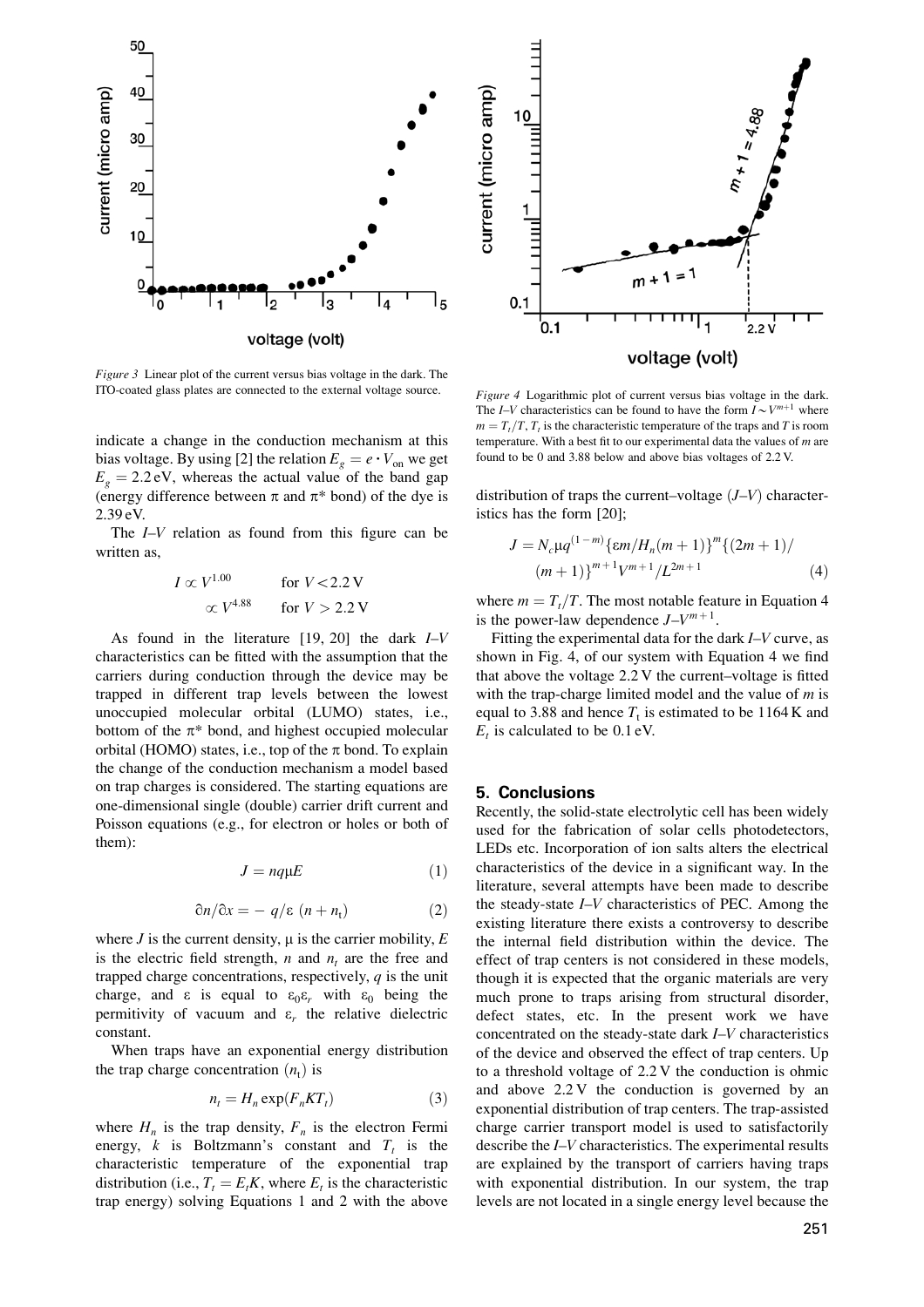*Figure 3* Linear plot of the current versus bias voltage in the dark. The ITO-coated glass plates are connected to the external voltage source.

*Figure 4* Logarithmic plot of current versus bias voltage in the dark. The *I*–*V* characteristics can be found to have the form $I \sim V^{m+1}$ where $m = T_t/T$, $T_t$ is the characteristic temperature of the traps and $T$ is room temperature. With a best fit to our experimental data the values of $m$ are found to be 0 and 3.88 below and above bias voltages of 2.2 V.

indicate a change in the conduction mechanism at this bias voltage. By using [2] the relation $E_g = e \cdot V_{on}$ we get $E_g = 2.2\,\text{eV}$, whereas the actual value of the band gap (energy difference between π and π* bond) of the dye is 2.39 eV.

The *I*–*V* relation as found from this figure can be written as,

$$I \propto V^{1.00} \qquad \text{for } V < 2.2\,\text{V}$$

$$\propto V^{4.88} \qquad \text{for } V > 2.2\,\text{V}$$

As found in the literature [19, 20] the dark *I*–*V* characteristics can be fitted with the assumption that the carriers during conduction through the device may be trapped in different trap levels between the lowest unoccupied molecular orbital (LUMO) states, i.e., bottom of the π* bond, and highest occupied molecular orbital (HOMO) states, i.e., top of the π bond. To explain the change of the conduction mechanism a model based on trap charges is considered. The starting equations are one-dimensional single (double) carrier drift current and Poisson equations (e.g., for electron or holes or both of them):

$$J = nq\mu E \tag{1}$$

$$\partial n/\partial x = -\,q/\varepsilon\ (n + n_t) \tag{2}$$

where $J$ is the current density, μ is the carrier mobility, $E$ is the electric field strength, $n$ and $n_t$ are the free and trapped charge concentrations, respectively, $q$ is the unit charge, and ε is equal to $\varepsilon_0\varepsilon_r$ with $\varepsilon_0$ being the permitivity of vacuum and $\varepsilon_r$ the relative dielectric constant.

When traps have an exponential energy distribution the trap charge concentration $(n_t)$ is

$$n_t = H_n \exp(F_n K T_t) \tag{3}$$

where $H_n$ is the trap density, $F_n$ is the electron Fermi energy, $k$ is Boltzmann's constant and $T_t$ is the characteristic temperature of the exponential trap distribution (i.e., $T_t = E_t K$, where $E_t$ is the characteristic trap energy) solving Equations 1 and 2 with the above distribution of traps the current–voltage $(J–V)$ characteristics has the form [20];

$$J = N_c \mu q^{(1-m)} \{\varepsilon m / H_n(m+1)\}^m \{(2m+1)/(m+1)\}^{m+1} V^{m+1} / L^{2m+1} \tag{4}$$

where $m = T_t/T$. The most notable feature in Equation 4 is the power-law dependence $J–V^{m+1}$.

Fitting the experimental data for the dark *I*–*V* curve, as shown in Fig. 4, of our system with Equation 4 we find that above the voltage 2.2 V the current–voltage is fitted with the trap-charge limited model and the value of $m$ is equal to 3.88 and hence $T_t$ is estimated to be 1164 K and $E_t$ is calculated to be 0.1 eV.

## 5. Conclusions

Recently, the solid-state electrolytic cell has been widely used for the fabrication of solar cells photodetectors, LEDs etc. Incorporation of ion salts alters the electrical characteristics of the device in a significant way. In the literature, several attempts have been made to describe the steady-state *I*–*V* characteristics of PEC. Among the existing literature there exists a controversy to describe the internal field distribution within the device. The effect of trap centers is not considered in these models, though it is expected that the organic materials are very much prone to traps arising from structural disorder, defect states, etc. In the present work we have concentrated on the steady-state dark *I*–*V* characteristics of the device and observed the effect of trap centers. Up to a threshold voltage of 2.2 V the conduction is ohmic and above 2.2 V the conduction is governed by an exponential distribution of trap centers. The trap-assisted charge carrier transport model is used to satisfactorily describe the *I*–*V* characteristics. The experimental results are explained by the transport of carriers having traps with exponential distribution. In our system, the trap levels are not located in a single energy level because the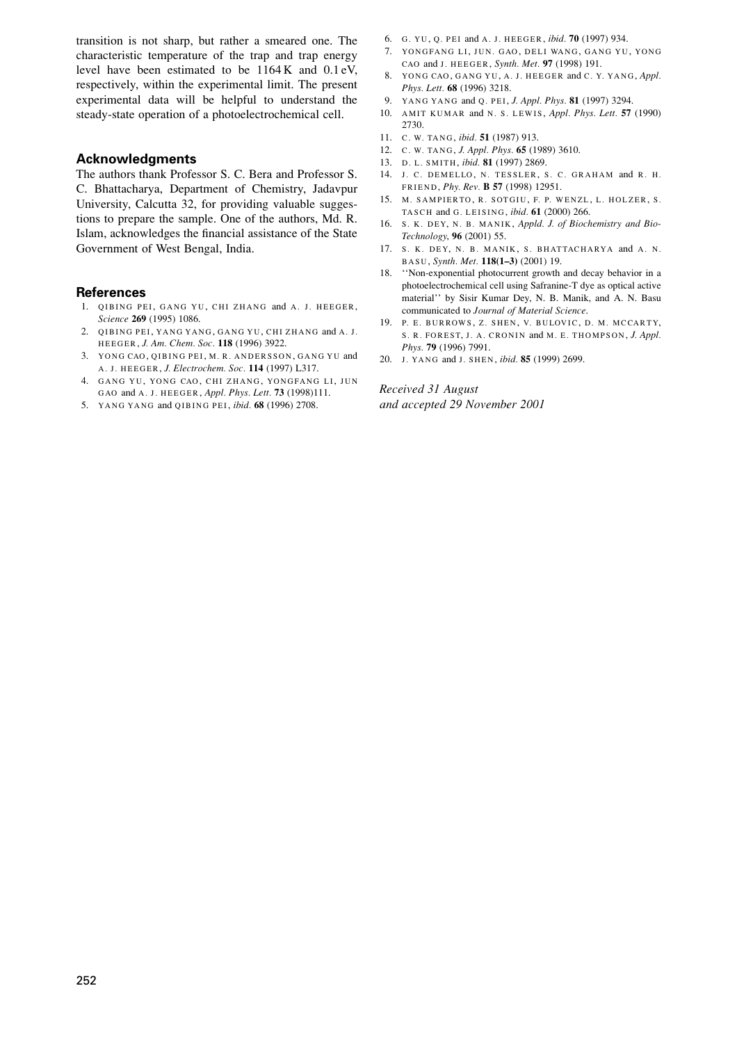transition is not sharp, but rather a smeared one. The characteristic temperature of the trap and trap energy level have been estimated to be 1164 K and 0.1 eV, respectively, within the experimental limit. The present experimental data will be helpful to understand the steady-state operation of a photoelectrochemical cell.

## Acknowledgments

The authors thank Professor S. C. Bera and Professor S. C. Bhattacharya, Department of Chemistry, Jadavpur University, Calcutta 32, for providing valuable suggestions to prepare the sample. One of the authors, Md. R. Islam, acknowledges the financial assistance of the State Government of West Bengal, India.

## References

1. QIBING PEI, GANG YU, CHI ZHANG and A. J. HEEGER, *Science* **269** (1995) 1086.
2. QIBING PEI, YANG YANG, GANG YU, CHI ZHANG and A. J. HEEGER, *J. Am. Chem. Soc.* **118** (1996) 3922.
3. YONG CAO, QIBING PEI, M. R. ANDERSSON, GANG YU and A. J. HEEGER, *J. Electrochem. Soc.* **114** (1997) L317.
4. GANG YU, YONG CAO, CHI ZHANG, YONGFANG LI, JUN GAO and A. J. HEEGER, *Appl. Phys. Lett.* **73** (1998)111.
5. YANG YANG and QIBING PEI, *ibid.* **68** (1996) 2708.
6. G. YU, Q. PEI and A. J. HEEGER, *ibid.* **70** (1997) 934.
7. YONGFANG LI, JUN. GAO, DELI WANG, GANG YU, YONG CAO and J. HEEGER, *Synth. Met.* **97** (1998) 191.
8. YONG CAO, GANG YU, A. J. HEEGER and C. Y. YANG, *Appl. Phys. Lett.* **68** (1996) 3218.
9. YANG YANG and Q. PEI, *J. Appl. Phys.* **81** (1997) 3294.
10. AMIT KUMAR and N. S. LEWIS, *Appl. Phys. Lett.* **57** (1990) 2730.
11. C. W. TANG, *ibid.* **51** (1987) 913.
12. C. W. TANG, *J. Appl. Phys.* **65** (1989) 3610.
13. D. L. SMITH, *ibid.* **81** (1997) 2869.
14. J. C. DEMELLO, N. TESSLER, S. C. GRAHAM and R. H. FRIEND, *Phy. Rev.* **B 57** (1998) 12951.
15. M. SAMPIERTO, R. SOTGIU, F. P. WENZL, L. HOLZER, S. TASCH and G. LEISING, *ibid.* **61** (2000) 266.
16. S. K. DEY, N. B. MANIK, *Appld. J. of Biochemistry and Bio-Technology*, **96** (2001) 55.
17. S. K. DEY, N. B. MANIK, S. BHATTACHARYA and A. N. BASU, *Synth. Met.* **118(1–3)** (2001) 19.
18. ''Non-exponential photocurrent growth and decay behavior in a photoelectrochemical cell using Safranine-T dye as optical active material'' by Sisir Kumar Dey, N. B. Manik, and A. N. Basu communicated to *Journal of Material Science*.
19. P. E. BURROWS, Z. SHEN, V. BULOVIC, D. M. MCCARTY, S. R. FOREST, J. A. CRONIN and M. E. THOMPSON, *J. Appl. Phys.* **79** (1996) 7991.
20. J. YANG and J. SHEN, *ibid.* **85** (1999) 2699.

*Received 31 August and accepted 29 November 2001*